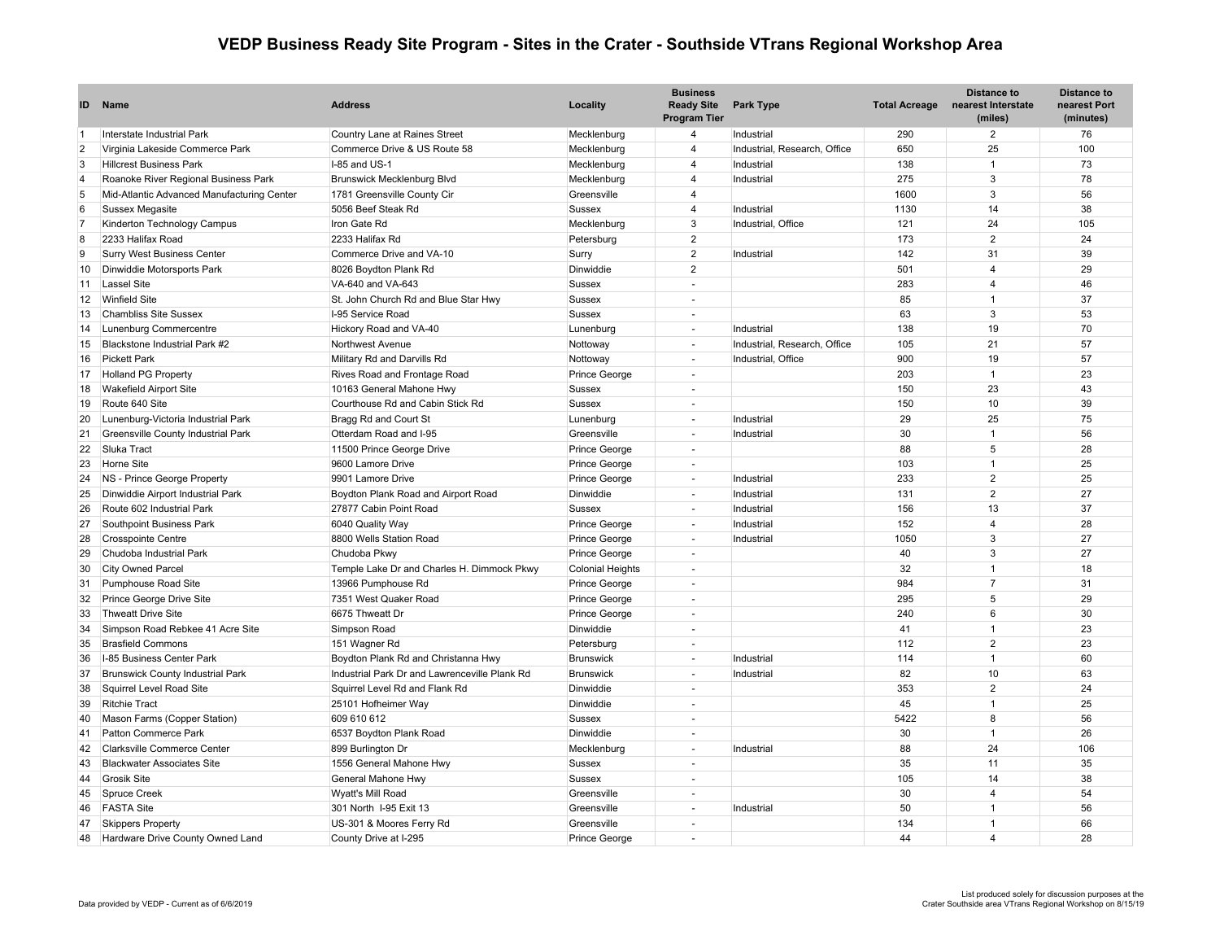# VEDP Business Ready Site Program - Sites in the Crater - Southside VTrans Regional Workshop Area

| ID | Name | Address | Locality | Business Ready Site Program Tier | Park Type | Total Acreage | Distance to nearest Interstate (miles) | Distance to nearest Port (minutes) |
|---|---|---|---|---|---|---|---|---|
| 1 | Interstate Industrial Park | Country Lane at Raines Street | Mecklenburg | 4 | Industrial | 290 | 2 | 76 |
| 2 | Virginia Lakeside Commerce Park | Commerce Drive & US Route 58 | Mecklenburg | 4 | Industrial, Research, Office | 650 | 25 | 100 |
| 3 | Hillcrest Business Park | I-85 and US-1 | Mecklenburg | 4 | Industrial | 138 | 1 | 73 |
| 4 | Roanoke River Regional Business Park | Brunswick Mecklenburg Blvd | Mecklenburg | 4 | Industrial | 275 | 3 | 78 |
| 5 | Mid-Atlantic Advanced Manufacturing Center | 1781 Greensville County Cir | Greensville | 4 | | 1600 | 3 | 56 |
| 6 | Sussex Megasite | 5056 Beef Steak Rd | Sussex | 4 | Industrial | 1130 | 14 | 38 |
| 7 | Kinderton Technology Campus | Iron Gate Rd | Mecklenburg | 3 | Industrial, Office | 121 | 24 | 105 |
| 8 | 2233 Halifax Road | 2233 Halifax Rd | Petersburg | 2 | | 173 | 2 | 24 |
| 9 | Surry West Business Center | Commerce Drive and VA-10 | Surry | 2 | Industrial | 142 | 31 | 39 |
| 10 | Dinwiddie Motorsports Park | 8026 Boydton Plank Rd | Dinwiddie | 2 | | 501 | 4 | 29 |
| 11 | Lassel Site | VA-640 and VA-643 | Sussex | - | | 283 | 4 | 46 |
| 12 | Winfield Site | St. John Church Rd and Blue Star Hwy | Sussex | - | | 85 | 1 | 37 |
| 13 | Chambliss Site Sussex | I-95 Service Road | Sussex | - | | 63 | 3 | 53 |
| 14 | Lunenburg Commercentre | Hickory Road and VA-40 | Lunenburg | - | Industrial | 138 | 19 | 70 |
| 15 | Blackstone Industrial Park #2 | Northwest Avenue | Nottoway | - | Industrial, Research, Office | 105 | 21 | 57 |
| 16 | Pickett Park | Military Rd and Darvills Rd | Nottoway | - | Industrial, Office | 900 | 19 | 57 |
| 17 | Holland PG Property | Rives Road and Frontage Road | Prince George | - | | 203 | 1 | 23 |
| 18 | Wakefield Airport Site | 10163 General Mahone Hwy | Sussex | - | | 150 | 23 | 43 |
| 19 | Route 640 Site | Courthouse Rd and Cabin Stick Rd | Sussex | - | | 150 | 10 | 39 |
| 20 | Lunenburg-Victoria Industrial Park | Bragg Rd and Court St | Lunenburg | - | Industrial | 29 | 25 | 75 |
| 21 | Greensville County Industrial Park | Otterdam Road and I-95 | Greensville | - | Industrial | 30 | 1 | 56 |
| 22 | Sluka Tract | 11500 Prince George Drive | Prince George | - | | 88 | 5 | 28 |
| 23 | Horne Site | 9600 Lamore Drive | Prince George | - | | 103 | 1 | 25 |
| 24 | NS - Prince George Property | 9901 Lamore Drive | Prince George | - | Industrial | 233 | 2 | 25 |
| 25 | Dinwiddie Airport Industrial Park | Boydton Plank Road and Airport Road | Dinwiddie | - | Industrial | 131 | 2 | 27 |
| 26 | Route 602 Industrial Park | 27877 Cabin Point Road | Sussex | - | Industrial | 156 | 13 | 37 |
| 27 | Southpoint Business Park | 6040 Quality Way | Prince George | - | Industrial | 152 | 4 | 28 |
| 28 | Crosspointe Centre | 8800 Wells Station Road | Prince George | - | Industrial | 1050 | 3 | 27 |
| 29 | Chudoba Industrial Park | Chudoba Pkwy | Prince George | - | | 40 | 3 | 27 |
| 30 | City Owned Parcel | Temple Lake Dr and Charles H. Dimmock Pkwy | Colonial Heights | - | | 32 | 1 | 18 |
| 31 | Pumphouse Road Site | 13966 Pumphouse Rd | Prince George | - | | 984 | 7 | 31 |
| 32 | Prince George Drive Site | 7351 West Quaker Road | Prince George | - | | 295 | 5 | 29 |
| 33 | Thweatt Drive Site | 6675 Thweatt Dr | Prince George | - | | 240 | 6 | 30 |
| 34 | Simpson Road Rebkee 41 Acre Site | Simpson Road | Dinwiddie | - | | 41 | 1 | 23 |
| 35 | Brasfield Commons | 151 Wagner Rd | Petersburg | - | | 112 | 2 | 23 |
| 36 | I-85 Business Center Park | Boydton Plank Rd and Christanna Hwy | Brunswick | - | Industrial | 114 | 1 | 60 |
| 37 | Brunswick County Industrial Park | Industrial Park Dr and Lawrenceville Plank Rd | Brunswick | - | Industrial | 82 | 10 | 63 |
| 38 | Squirrel Level Road Site | Squirrel Level Rd and Flank Rd | Dinwiddie | - | | 353 | 2 | 24 |
| 39 | Ritchie Tract | 25101 Hofheimer Way | Dinwiddie | - | | 45 | 1 | 25 |
| 40 | Mason Farms (Copper Station) | 609 610 612 | Sussex | - | | 5422 | 8 | 56 |
| 41 | Patton Commerce Park | 6537 Boydton Plank Road | Dinwiddie | - | | 30 | 1 | 26 |
| 42 | Clarksville Commerce Center | 899 Burlington Dr | Mecklenburg | - | Industrial | 88 | 24 | 106 |
| 43 | Blackwater Associates Site | 1556 General Mahone Hwy | Sussex | - | | 35 | 11 | 35 |
| 44 | Grosik Site | General Mahone Hwy | Sussex | - | | 105 | 14 | 38 |
| 45 | Spruce Creek | Wyatt's Mill Road | Greensville | - | | 30 | 4 | 54 |
| 46 | FASTA Site | 301 North I-95 Exit 13 | Greensville | - | Industrial | 50 | 1 | 56 |
| 47 | Skippers Property | US-301 & Moores Ferry Rd | Greensville | - | | 134 | 1 | 66 |
| 48 | Hardware Drive County Owned Land | County Drive at I-295 | Prince George | - | | 44 | 4 | 28 |

Data provided by VEDP - Current as of 6/6/2019

List produced solely for discussion purposes at the Crater Southside area VTrans Regional Workshop on 8/15/19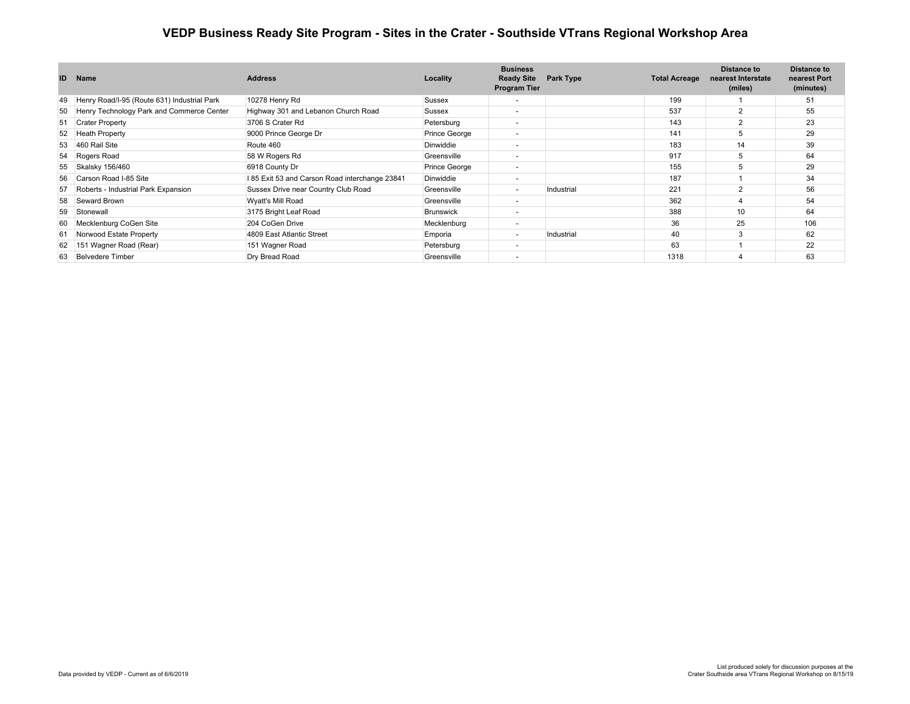# VEDP Business Ready Site Program - Sites in the Crater - Southside VTrans Regional Workshop Area

| ID | Name | Address | Locality | Business Ready Site Program Tier | Park Type | Total Acreage | Distance to nearest Interstate (miles) | Distance to nearest Port (minutes) |
|---|---|---|---|---|---|---|---|---|
| 49 | Henry Road/I-95 (Route 631) Industrial Park | 10278 Henry Rd | Sussex | - | | 199 | 1 | 51 |
| 50 | Henry Technology Park and Commerce Center | Highway 301 and Lebanon Church Road | Sussex | - | | 537 | 2 | 55 |
| 51 | Crater Property | 3706 S Crater Rd | Petersburg | - | | 143 | 2 | 23 |
| 52 | Heath Property | 9000 Prince George Dr | Prince George | - | | 141 | 5 | 29 |
| 53 | 460 Rail Site | Route 460 | Dinwiddie | - | | 183 | 14 | 39 |
| 54 | Rogers Road | 58 W Rogers Rd | Greensville | - | | 917 | 5 | 64 |
| 55 | Skalsky 156/460 | 6918 County Dr | Prince George | - | | 155 | 5 | 29 |
| 56 | Carson Road I-85 Site | I 85 Exit 53 and Carson Road interchange 23841 | Dinwiddie | - | | 187 | 1 | 34 |
| 57 | Roberts - Industrial Park Expansion | Sussex Drive near Country Club Road | Greensville | - | Industrial | 221 | 2 | 56 |
| 58 | Seward Brown | Wyatt's Mill Road | Greensville | - | | 362 | 4 | 54 |
| 59 | Stonewall | 3175 Bright Leaf Road | Brunswick | - | | 388 | 10 | 64 |
| 60 | Mecklenburg CoGen Site | 204 CoGen Drive | Mecklenburg | - | | 36 | 25 | 106 |
| 61 | Norwood Estate Property | 4809 East Atlantic Street | Emporia | - | Industrial | 40 | 3 | 62 |
| 62 | 151 Wagner Road (Rear) | 151 Wagner Road | Petersburg | - | | 63 | 1 | 22 |
| 63 | Belvedere Timber | Dry Bread Road | Greensville | - | | 1318 | 4 | 63 |

Data provided by VEDP - Current as of 6/6/2019

List produced solely for discussion purposes at the Crater Southside area VTrans Regional Workshop on 8/15/19